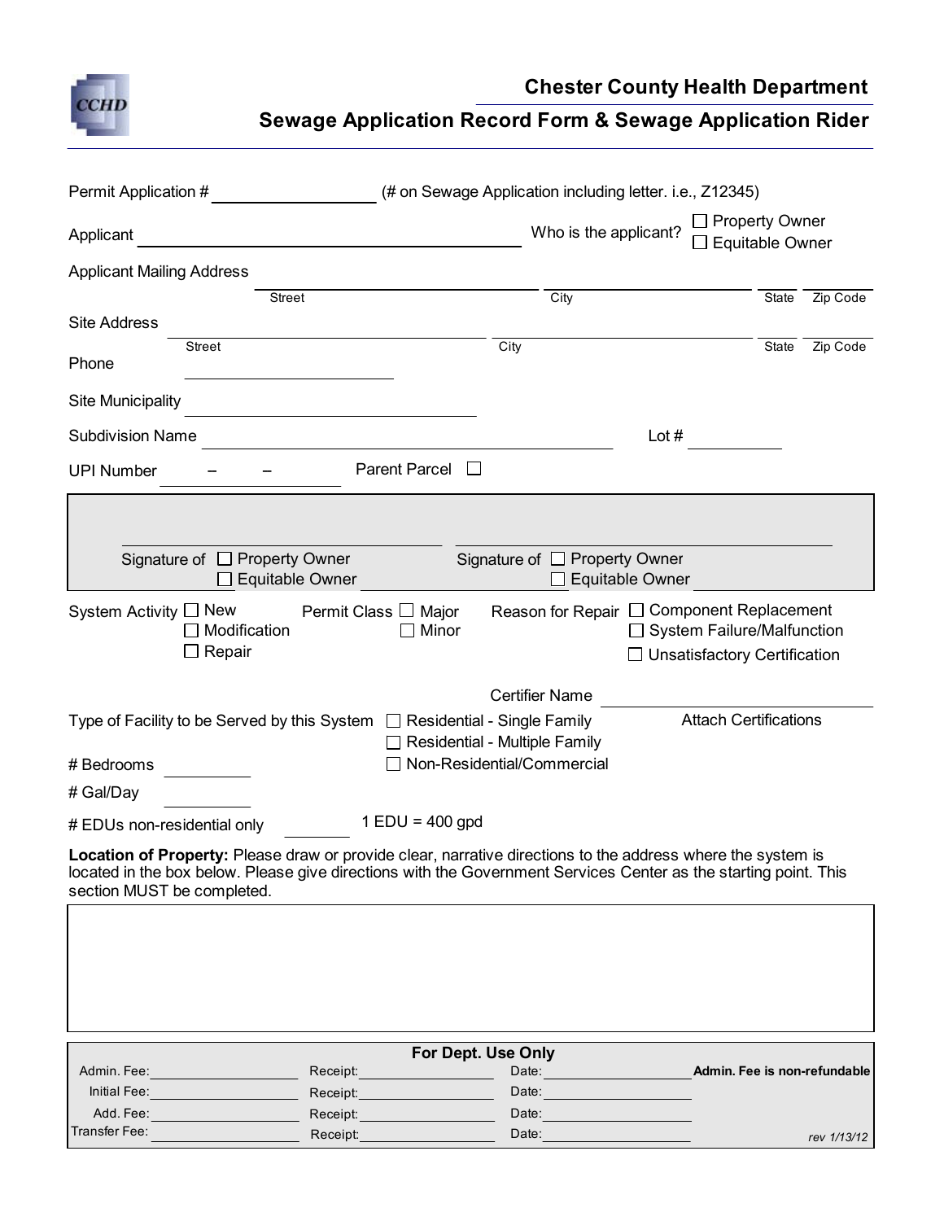# Chester County Health Department

## Sewage Application Record Form & Sewage Application Rider

Permit Application # \_\_\_\_\_\_\_\_\_\_\_\_\_\_\_\_ (# on Sewage Application including letter. i.e., Z12345)

Applicant \_\_\_\_\_\_\_\_\_\_\_\_\_\_\_\_\_\_\_\_\_\_\_\_\_\_\_\_\_\_\_\_ Who is the applicant? ☐ Property Owner ☐ Equitable Owner

Applicant Mailing Address

\_\_\_\_\_\_\_\_\_\_\_\_\_\_\_\_\_\_\_\_ Street \_\_\_\_\_\_\_\_\_\_\_\_\_\_\_\_ City \_\_\_\_ State \_\_\_\_\_ Zip Code

Site Address

\_\_\_\_\_\_\_\_\_\_\_\_\_\_\_\_\_\_\_\_ Street \_\_\_\_\_\_\_\_\_\_\_\_\_\_\_\_ City \_\_\_\_ State \_\_\_\_\_ Zip Code

Phone \_\_\_\_\_\_\_\_\_\_\_\_\_\_\_\_

Site Municipality \_\_\_\_\_\_\_\_\_\_\_\_\_\_\_\_\_\_\_\_\_\_

Subdivision Name \_\_\_\_\_\_\_\_\_\_\_\_\_\_\_\_\_\_\_\_\_\_\_\_\_\_\_\_\_\_ Lot # \_\_\_\_\_\_\_\_

UPI Number \_\_\_ – \_\_\_ – \_\_\_ Parent Parcel ☐

---

\_\_\_\_\_\_\_\_\_\_\_\_\_\_\_\_\_\_\_\_\_\_\_\_\_\_\_\_ \_\_\_\_\_\_\_\_\_\_\_\_\_\_\_\_\_\_\_\_\_\_\_\_\_\_\_\_

Signature of ☐ Property Owner ☐ Equitable Owner    Signature of ☐ Property Owner ☐ Equitable Owner

---

System Activity ☐ New ☐ Modification ☐ Repair

Permit Class ☐ Major ☐ Minor

Reason for Repair ☐ Component Replacement ☐ System Failure/Malfunction ☐ Unsatisfactory Certification

Certifier Name \_\_\_\_\_\_\_\_\_\_\_\_\_\_\_\_\_\_\_\_\_\_

Attach Certifications

Type of Facility to be Served by this System ☐ Residential - Single Family ☐ Residential - Multiple Family ☐ Non-Residential/Commercial

\# Bedrooms \_\_\_\_\_\_\_\_

\# Gal/Day \_\_\_\_\_\_\_\_

\# EDUs non-residential only \_\_\_\_\_\_\_\_ 1 EDU = 400 gpd

**Location of Property:** Please draw or provide clear, narrative directions to the address where the system is located in the box below. Please give directions with the Government Services Center as the starting point. This section MUST be completed.

| |
|---|
| |

**For Dept. Use Only**

| | | | |
|---|---|---|---|
| Admin. Fee: | Receipt: | Date: | **Admin. Fee is non-refundable** |
| Initial Fee: | Receipt: | Date: | |
| Add. Fee: | Receipt: | Date: | |
| Transfer Fee: | Receipt: | Date: | |

*rev 1/13/12*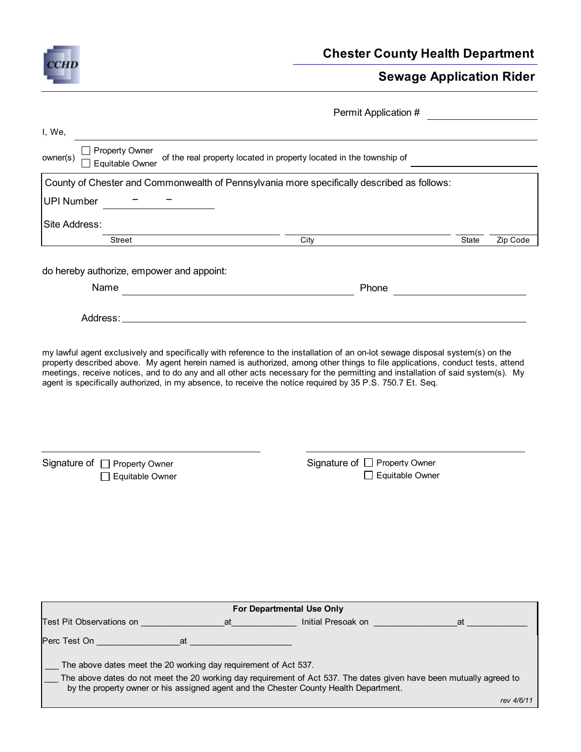**CCHD**

# Chester County Health Department

## Sewage Application Rider

Permit Application # ______________

I, We, ______________________________________________

owner(s) ☐ Property Owner ☐ Equitable Owner of the real property located in property located in the township of ______________

County of Chester and Commonwealth of Pennsylvania more specifically described as follows:

UPI Number ____ – ____ – ____

Site Address: ______________ ______________ ______ ______

Street City State Zip Code

do hereby authorize, empower and appoint:

Name ______________________________ Phone ______________

Address: ______________________________________________

my lawful agent exclusively and specifically with reference to the installation of an on-lot sewage disposal system(s) on the property described above. My agent herein named is authorized, among other things to file applications, conduct tests, attend meetings, receive notices, and to do any and all other acts necessary for the permitting and installation of said system(s). My agent is specifically authorized, in my absence, to receive the notice required by 35 P.S. 750.7 Et. Seq.

______________________________ ______________________________

Signature of ☐ Property Owner ☐ Equitable Owner    Signature of ☐ Property Owner ☐ Equitable Owner

**For Departmental Use Only**

Test Pit Observations on _________________at_____________ Initial Presoak on _________________at ____________

Perc Test On _________________at _____________________

___ The above dates meet the 20 working day requirement of Act 537.

___ The above dates do not meet the 20 working day requirement of Act 537. The dates given have been mutually agreed to by the property owner or his assigned agent and the Chester County Health Department.

*rev 4/6/11*